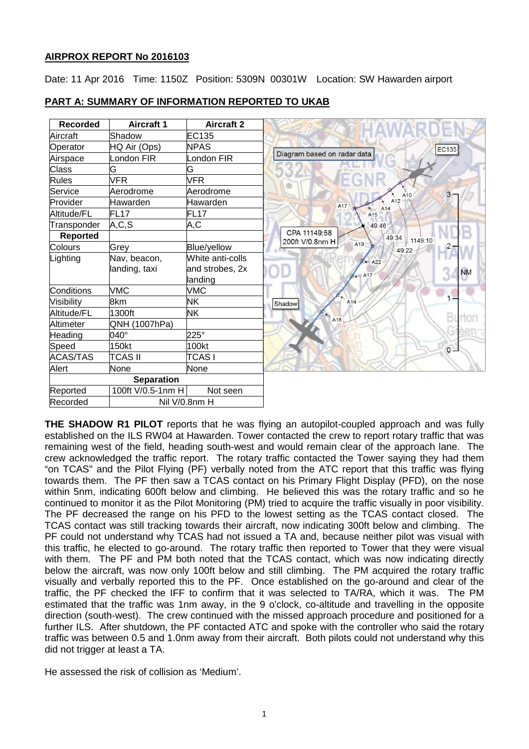**AIRPROX REPORT No 2016103**

Date: 11 Apr 2016 Time: 1150Z Position: 5309N 00301W Location: SW Hawarden airport

**PART A: SUMMARY OF INFORMATION REPORTED TO UKAB**

| Recorded | Aircraft 1 | Aircraft 2 |
|---|---|---|
| Aircraft | Shadow | EC135 |
| Operator | HQ Air (Ops) | NPAS |
| Airspace | London FIR | London FIR |
| Class | G | G |
| Rules | VFR | VFR |
| Service | Aerodrome | Aerodrome |
| Provider | Hawarden | Hawarden |
| Altitude/FL | FL17 | FL17 |
| Transponder | A,C,S | A,C |
| **Reported** | | |
| Colours | Grey | Blue/yellow |
| Lighting | Nav, beacon, landing, taxi | White anti-colls and strobes, 2x landing |
| Conditions | VMC | VMC |
| Visibility | 8km | NK |
| Altitude/FL | 1300ft | NK |
| Altimeter | QNH (1007hPa) | |
| Heading | 040° | 225° |
| Speed | 150kt | 100kt |
| ACAS/TAS | TCAS II | TCAS I |
| Alert | None | None |
| **Separation** | | |
| Reported | 100ft V/0.5-1nm H | Not seen |
| Recorded | Nil V/0.8nm H | |

Diagram based on radar data

CPA 11149:58 200ft V/0.8nm H

**THE SHADOW R1 PILOT** reports that he was flying an autopilot-coupled approach and was fully established on the ILS RW04 at Hawarden. Tower contacted the crew to report rotary traffic that was remaining west of the field, heading south-west and would remain clear of the approach lane. The crew acknowledged the traffic report. The rotary traffic contacted the Tower saying they had them "on TCAS" and the Pilot Flying (PF) verbally noted from the ATC report that this traffic was flying towards them. The PF then saw a TCAS contact on his Primary Flight Display (PFD), on the nose within 5nm, indicating 600ft below and climbing. He believed this was the rotary traffic and so he continued to monitor it as the Pilot Monitoring (PM) tried to acquire the traffic visually in poor visibility. The PF decreased the range on his PFD to the lowest setting as the TCAS contact closed. The TCAS contact was still tracking towards their aircraft, now indicating 300ft below and climbing. The PF could not understand why TCAS had not issued a TA and, because neither pilot was visual with this traffic, he elected to go-around. The rotary traffic then reported to Tower that they were visual with them. The PF and PM both noted that the TCAS contact, which was now indicating directly below the aircraft, was now only 100ft below and still climbing. The PM acquired the rotary traffic visually and verbally reported this to the PF. Once established on the go-around and clear of the traffic, the PF checked the IFF to confirm that it was selected to TA/RA, which it was. The PM estimated that the traffic was 1nm away, in the 9 o'clock, co-altitude and travelling in the opposite direction (south-west). The crew continued with the missed approach procedure and positioned for a further ILS. After shutdown, the PF contacted ATC and spoke with the controller who said the rotary traffic was between 0.5 and 1.0nm away from their aircraft. Both pilots could not understand why this did not trigger at least a TA.

He assessed the risk of collision as 'Medium'.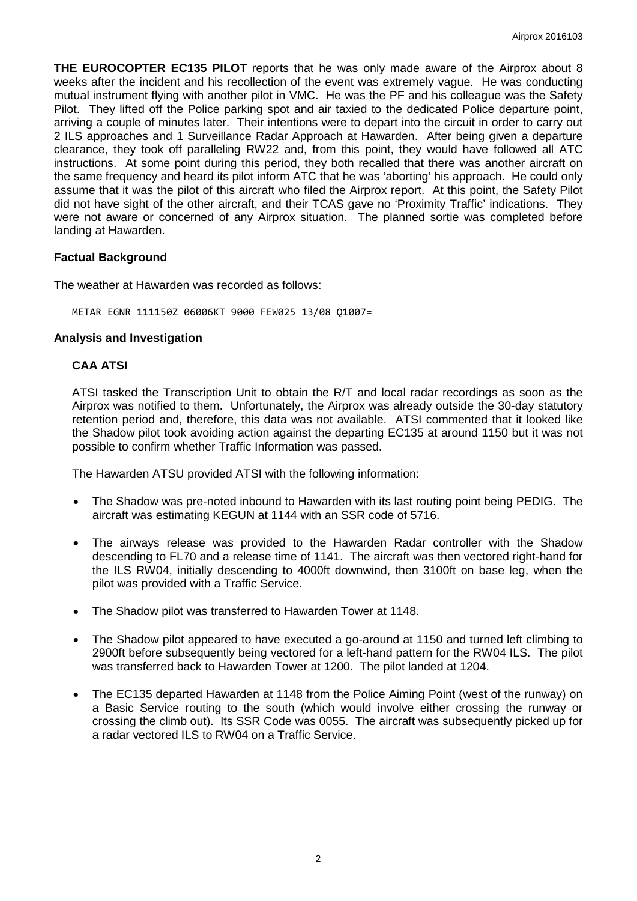**THE EUROCOPTER EC135 PILOT** reports that he was only made aware of the Airprox about 8 weeks after the incident and his recollection of the event was extremely vague. He was conducting mutual instrument flying with another pilot in VMC. He was the PF and his colleague was the Safety Pilot. They lifted off the Police parking spot and air taxied to the dedicated Police departure point, arriving a couple of minutes later. Their intentions were to depart into the circuit in order to carry out 2 ILS approaches and 1 Surveillance Radar Approach at Hawarden. After being given a departure clearance, they took off paralleling RW22 and, from this point, they would have followed all ATC instructions. At some point during this period, they both recalled that there was another aircraft on the same frequency and heard its pilot inform ATC that he was 'aborting' his approach. He could only assume that it was the pilot of this aircraft who filed the Airprox report. At this point, the Safety Pilot did not have sight of the other aircraft, and their TCAS gave no 'Proximity Traffic' indications. They were not aware or concerned of any Airprox situation. The planned sortie was completed before landing at Hawarden.

## Factual Background

The weather at Hawarden was recorded as follows:

```
METAR EGNR 111150Z 06006KT 9000 FEW025 13/08 Q1007=
```

## Analysis and Investigation

### CAA ATSI

ATSI tasked the Transcription Unit to obtain the R/T and local radar recordings as soon as the Airprox was notified to them. Unfortunately, the Airprox was already outside the 30-day statutory retention period and, therefore, this data was not available. ATSI commented that it looked like the Shadow pilot took avoiding action against the departing EC135 at around 1150 but it was not possible to confirm whether Traffic Information was passed.

The Hawarden ATSU provided ATSI with the following information:

- The Shadow was pre-noted inbound to Hawarden with its last routing point being PEDIG. The aircraft was estimating KEGUN at 1144 with an SSR code of 5716.
- The airways release was provided to the Hawarden Radar controller with the Shadow descending to FL70 and a release time of 1141. The aircraft was then vectored right-hand for the ILS RW04, initially descending to 4000ft downwind, then 3100ft on base leg, when the pilot was provided with a Traffic Service.
- The Shadow pilot was transferred to Hawarden Tower at 1148.
- The Shadow pilot appeared to have executed a go-around at 1150 and turned left climbing to 2900ft before subsequently being vectored for a left-hand pattern for the RW04 ILS. The pilot was transferred back to Hawarden Tower at 1200. The pilot landed at 1204.
- The EC135 departed Hawarden at 1148 from the Police Aiming Point (west of the runway) on a Basic Service routing to the south (which would involve either crossing the runway or crossing the climb out). Its SSR Code was 0055. The aircraft was subsequently picked up for a radar vectored ILS to RW04 on a Traffic Service.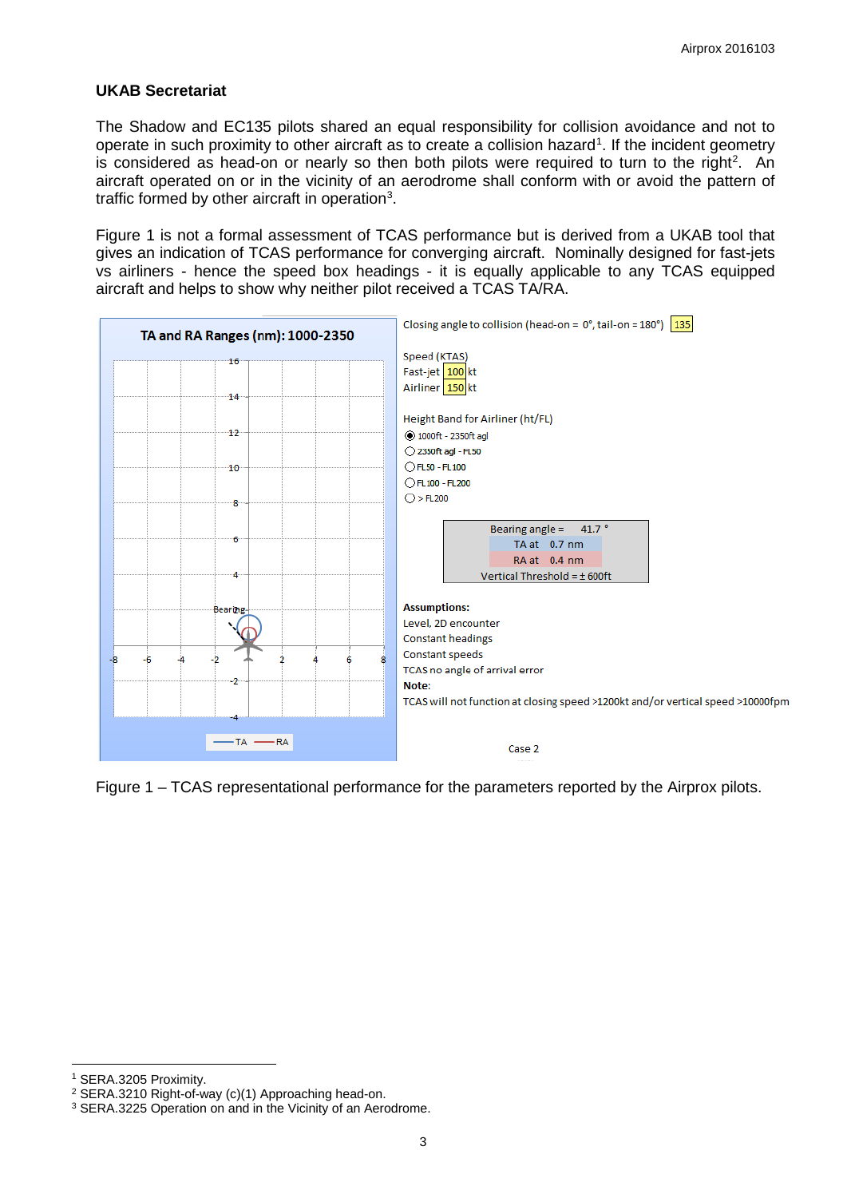## UKAB Secretariat

The Shadow and EC135 pilots shared an equal responsibility for collision avoidance and not to operate in such proximity to other aircraft as to create a collision hazard[1]. If the incident geometry is considered as head-on or nearly so then both pilots were required to turn to the right[2]. An aircraft operated on or in the vicinity of an aerodrome shall conform with or avoid the pattern of traffic formed by other aircraft in operation[3].

Figure 1 is not a formal assessment of TCAS performance but is derived from a UKAB tool that gives an indication of TCAS performance for converging aircraft. Nominally designed for fast-jets vs airliners - hence the speed box headings - it is equally applicable to any TCAS equipped aircraft and helps to show why neither pilot received a TCAS TA/RA.

TA and RA Ranges (nm): 1000-2350

Closing angle to collision (head-on = 0°, tail-on = 180°) 135

Speed (KTAS)
Fast-jet 100 kt
Airliner 150 kt

Height Band for Airliner (ht/FL)
- (●) 1000ft - 2350ft agl
- ( ) 2350ft agl - FL50
- ( ) FL50 - FL100
- ( ) FL100 - FL200
- ( ) > FL200

| Bearing angle = 41.7 ° |
|---|
| TA at 0.7 nm |
| RA at 0.4 nm |
| Vertical Threshold = ± 600ft |

**Assumptions:**
Level, 2D encounter
Constant headings
Constant speeds
TCAS no angle of arrival error
**Note:**
TCAS will not function at closing speed >1200kt and/or vertical speed >10000fpm

Case 2

Figure 1 – TCAS representational performance for the parameters reported by the Airprox pilots.

---

[1] SERA.3205 Proximity.
[2] SERA.3210 Right-of-way (c)(1) Approaching head-on.
[3] SERA.3225 Operation on and in the Vicinity of an Aerodrome.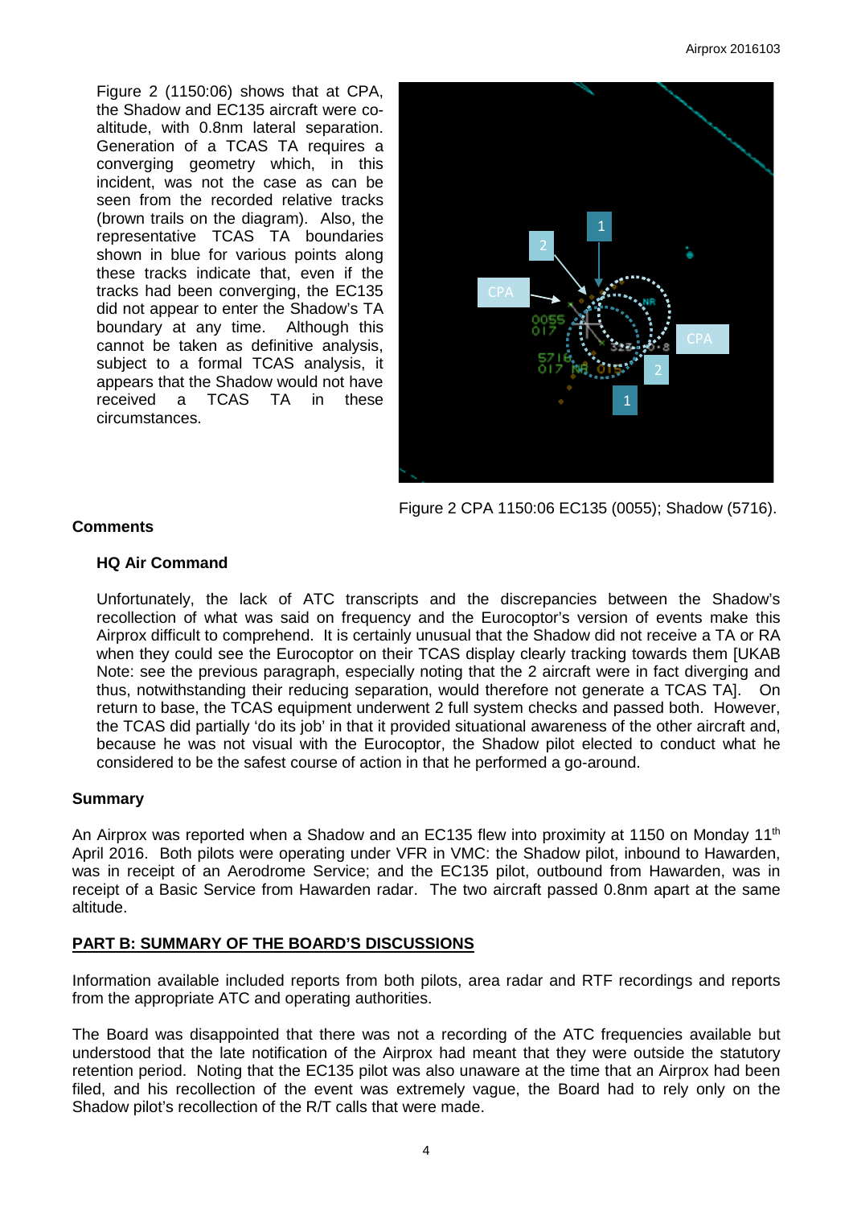Figure 2 (1150:06) shows that at CPA, the Shadow and EC135 aircraft were co-altitude, with 0.8nm lateral separation. Generation of a TCAS TA requires a converging geometry which, in this incident, was not the case as can be seen from the recorded relative tracks (brown trails on the diagram). Also, the representative TCAS TA boundaries shown in blue for various points along these tracks indicate that, even if the tracks had been converging, the EC135 did not appear to enter the Shadow's TA boundary at any time. Although this cannot be taken as definitive analysis, subject to a formal TCAS analysis, it appears that the Shadow would not have received a TCAS TA in these circumstances.

Figure 2 CPA 1150:06 EC135 (0055); Shadow (5716).

## Comments

### HQ Air Command

Unfortunately, the lack of ATC transcripts and the discrepancies between the Shadow's recollection of what was said on frequency and the Eurocopter's version of events make this Airprox difficult to comprehend. It is certainly unusual that the Shadow did not receive a TA or RA when they could see the Eurocopter on their TCAS display clearly tracking towards them [UKAB Note: see the previous paragraph, especially noting that the 2 aircraft were in fact diverging and thus, notwithstanding their reducing separation, would therefore not generate a TCAS TA]. On return to base, the TCAS equipment underwent 2 full system checks and passed both. However, the TCAS did partially 'do its job' in that it provided situational awareness of the other aircraft and, because he was not visual with the Eurocopter, the Shadow pilot elected to conduct what he considered to be the safest course of action in that he performed a go-around.

## Summary

An Airprox was reported when a Shadow and an EC135 flew into proximity at 1150 on Monday 11th April 2016. Both pilots were operating under VFR in VMC: the Shadow pilot, inbound to Hawarden, was in receipt of an Aerodrome Service; and the EC135 pilot, outbound from Hawarden, was in receipt of a Basic Service from Hawarden radar. The two aircraft passed 0.8nm apart at the same altitude.

## PART B: SUMMARY OF THE BOARD'S DISCUSSIONS

Information available included reports from both pilots, area radar and RTF recordings and reports from the appropriate ATC and operating authorities.

The Board was disappointed that there was not a recording of the ATC frequencies available but understood that the late notification of the Airprox had meant that they were outside the statutory retention period. Noting that the EC135 pilot was also unaware at the time that an Airprox had been filed, and his recollection of the event was extremely vague, the Board had to rely only on the Shadow pilot's recollection of the R/T calls that were made.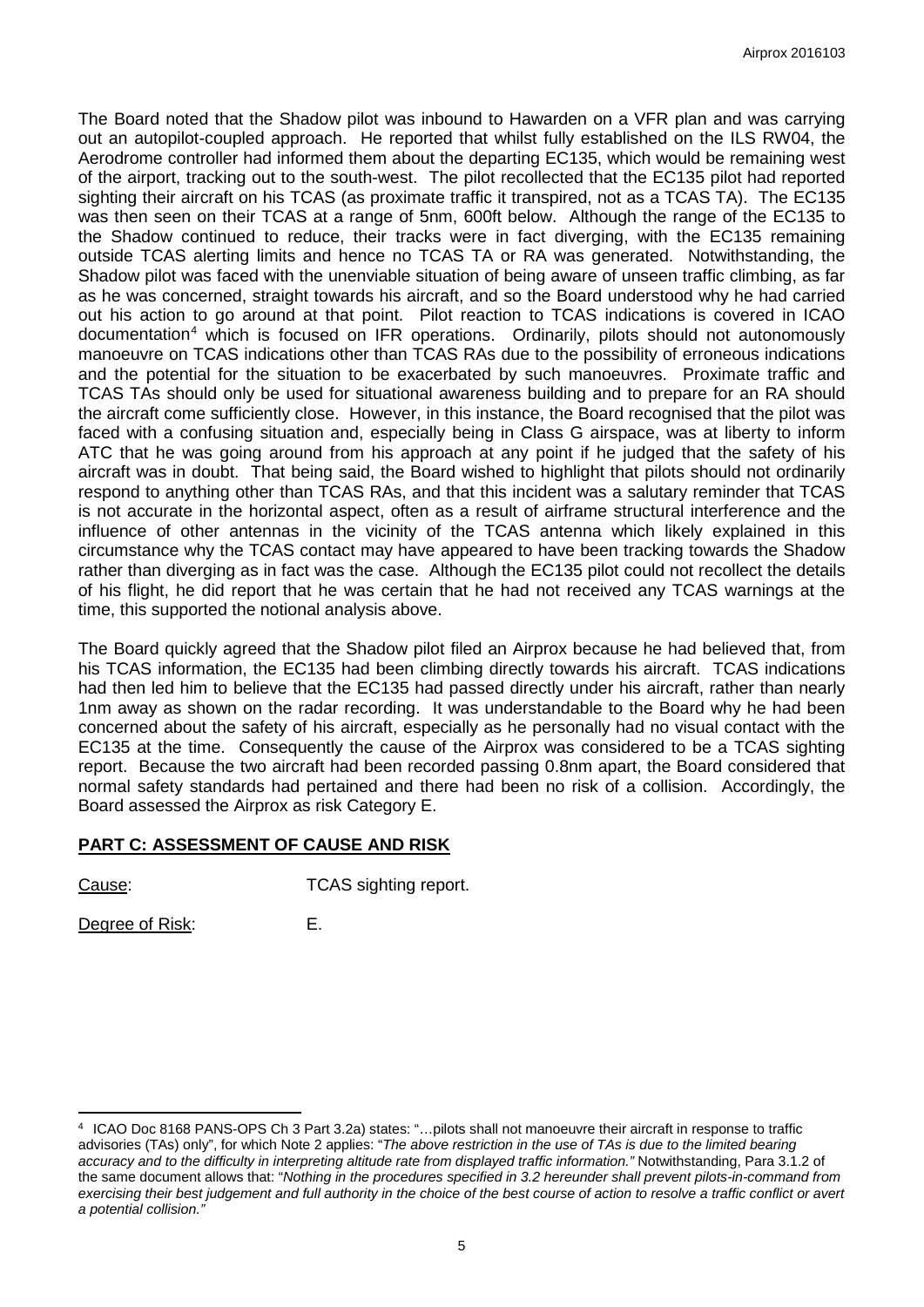The Board noted that the Shadow pilot was inbound to Hawarden on a VFR plan and was carrying out an autopilot-coupled approach. He reported that whilst fully established on the ILS RW04, the Aerodrome controller had informed them about the departing EC135, which would be remaining west of the airport, tracking out to the south-west. The pilot recollected that the EC135 pilot had reported sighting their aircraft on his TCAS (as proximate traffic it transpired, not as a TCAS TA). The EC135 was then seen on their TCAS at a range of 5nm, 600ft below. Although the range of the EC135 to the Shadow continued to reduce, their tracks were in fact diverging, with the EC135 remaining outside TCAS alerting limits and hence no TCAS TA or RA was generated. Notwithstanding, the Shadow pilot was faced with the unenviable situation of being aware of unseen traffic climbing, as far as he was concerned, straight towards his aircraft, and so the Board understood why he had carried out his action to go around at that point. Pilot reaction to TCAS indications is covered in ICAO documentation[4] which is focused on IFR operations. Ordinarily, pilots should not autonomously manoeuvre on TCAS indications other than TCAS RAs due to the possibility of erroneous indications and the potential for the situation to be exacerbated by such manoeuvres. Proximate traffic and TCAS TAs should only be used for situational awareness building and to prepare for an RA should the aircraft come sufficiently close. However, in this instance, the Board recognised that the pilot was faced with a confusing situation and, especially being in Class G airspace, was at liberty to inform ATC that he was going around from his approach at any point if he judged that the safety of his aircraft was in doubt. That being said, the Board wished to highlight that pilots should not ordinarily respond to anything other than TCAS RAs, and that this incident was a salutary reminder that TCAS is not accurate in the horizontal aspect, often as a result of airframe structural interference and the influence of other antennas in the vicinity of the TCAS antenna which likely explained in this circumstance why the TCAS contact may have appeared to have been tracking towards the Shadow rather than diverging as in fact was the case. Although the EC135 pilot could not recollect the details of his flight, he did report that he was certain that he had not received any TCAS warnings at the time, this supported the notional analysis above.

The Board quickly agreed that the Shadow pilot filed an Airprox because he had believed that, from his TCAS information, the EC135 had been climbing directly towards his aircraft. TCAS indications had then led him to believe that the EC135 had passed directly under his aircraft, rather than nearly 1nm away as shown on the radar recording. It was understandable to the Board why he had been concerned about the safety of his aircraft, especially as he personally had no visual contact with the EC135 at the time. Consequently the cause of the Airprox was considered to be a TCAS sighting report. Because the two aircraft had been recorded passing 0.8nm apart, the Board considered that normal safety standards had pertained and there had been no risk of a collision. Accordingly, the Board assessed the Airprox as risk Category E.

## PART C: ASSESSMENT OF CAUSE AND RISK

Cause: TCAS sighting report.

Degree of Risk: E.

---

[4] ICAO Doc 8168 PANS-OPS Ch 3 Part 3.2a) states: "…pilots shall not manoeuvre their aircraft in response to traffic advisories (TAs) only", for which Note 2 applies: "*The above restriction in the use of TAs is due to the limited bearing accuracy and to the difficulty in interpreting altitude rate from displayed traffic information.*" Notwithstanding, Para 3.1.2 of the same document allows that: "*Nothing in the procedures specified in 3.2 hereunder shall prevent pilots-in-command from exercising their best judgement and full authority in the choice of the best course of action to resolve a traffic conflict or avert a potential collision.*"